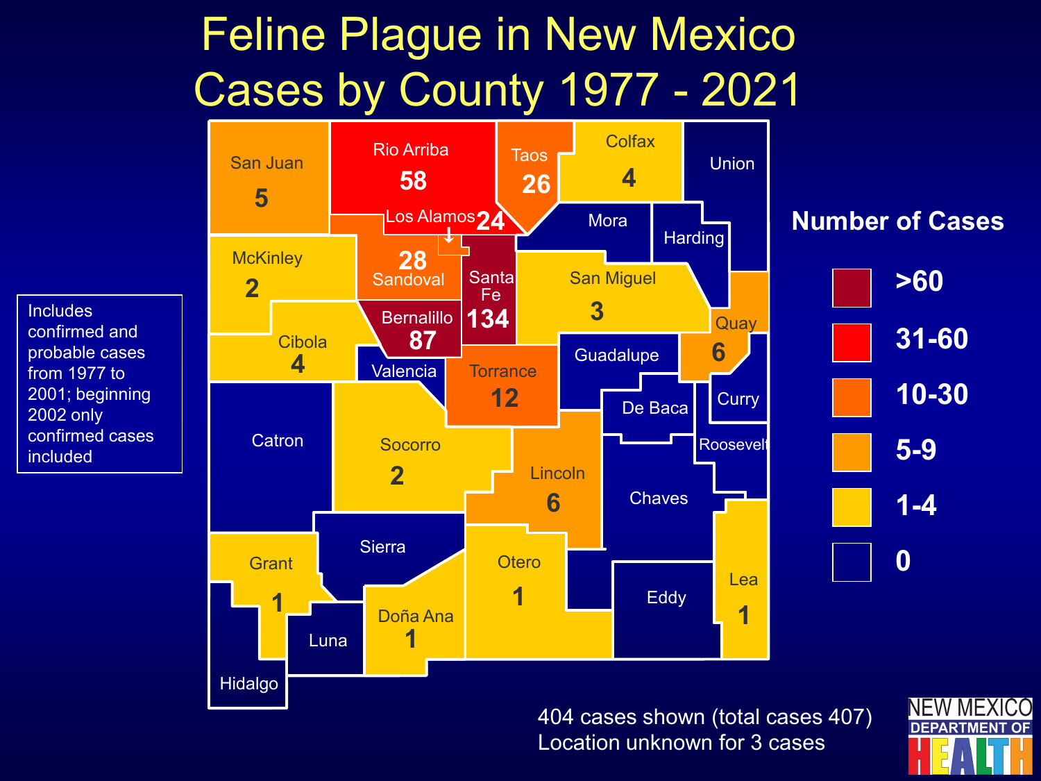# Feline Plague in New Mexico Cases by County 1977 - 2021

| County | Cases |
| --- | --- |
| San Juan | 5 |
| Rio Arriba | 58 |
| Taos | 26 |
| Colfax | 4 |
| Union | |
| Los Alamos | 24 |
| Mora | |
| Harding | |
| McKinley | 2 |
| Sandoval | 28 |
| Santa Fe | 134 |
| San Miguel | 3 |
| Quay | 6 |
| Cibola | 4 |
| Bernalillo | 87 |
| Valencia | |
| Torrance | 12 |
| Guadalupe | |
| Curry | |
| De Baca | |
| Catron | |
| Socorro | 2 |
| Roosevelt | |
| Lincoln | 6 |
| Chaves | |
| Sierra | |
| Otero | 1 |
| Grant | 1 |
| Eddy | |
| Lea | 1 |
| Doña Ana | 1 |
| Luna | |
| Hidalgo | |

**Number of Cases**

- >60
- 31-60
- 10-30
- 5-9
- 1-4
- 0

Includes confirmed and probable cases from 1977 to 2001; beginning 2002 only confirmed cases included

404 cases shown (total cases 407)
Location unknown for 3 cases

NEW MEXICO DEPARTMENT OF HEALTH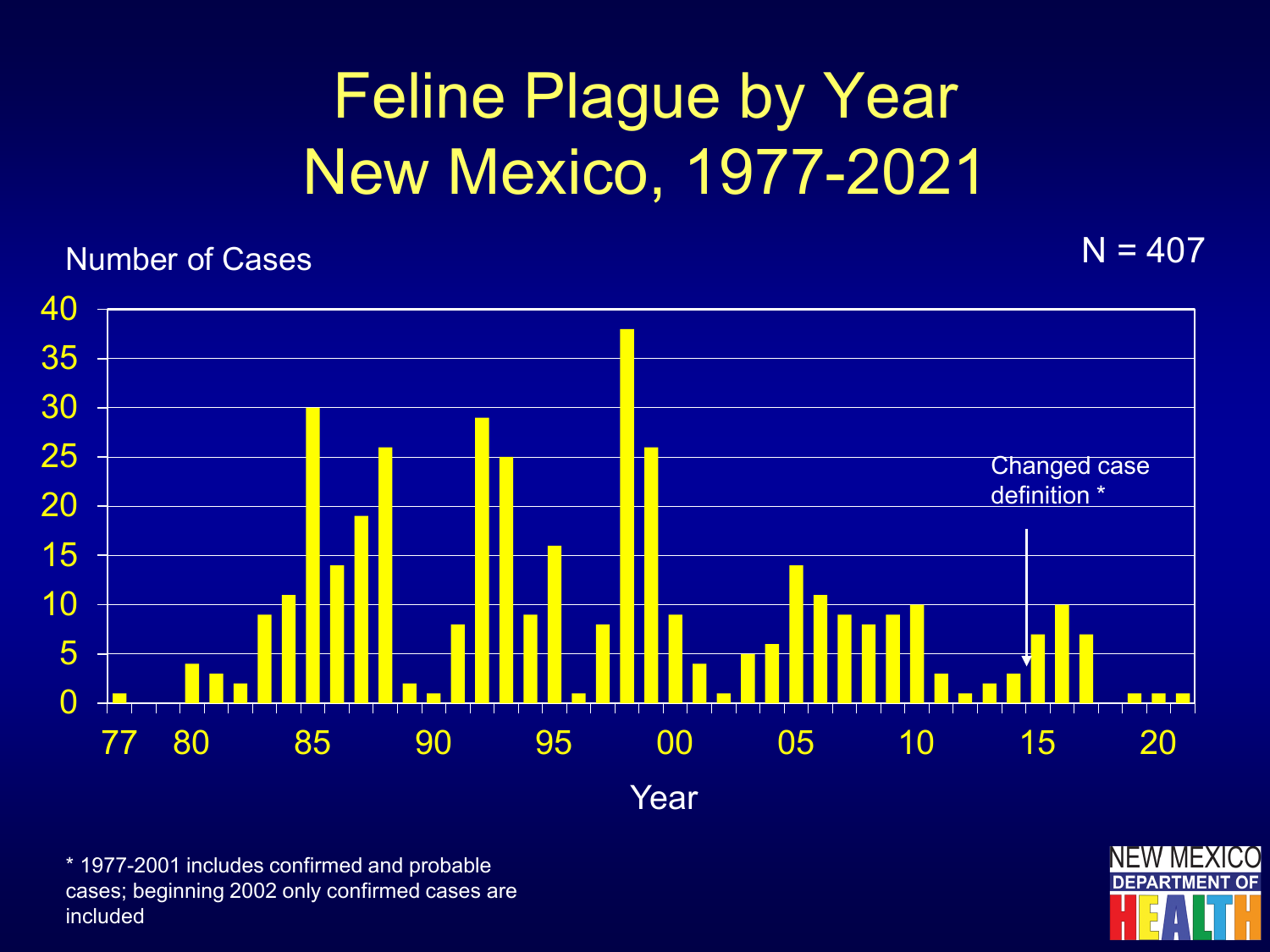# Feline Plague by Year New Mexico, 1977-2021

Number of Cases

N = 407

Changed case definition *

Year

* 1977-2001 includes confirmed and probable cases; beginning 2002 only confirmed cases are included

NEW MEXICO DEPARTMENT OF HEALTH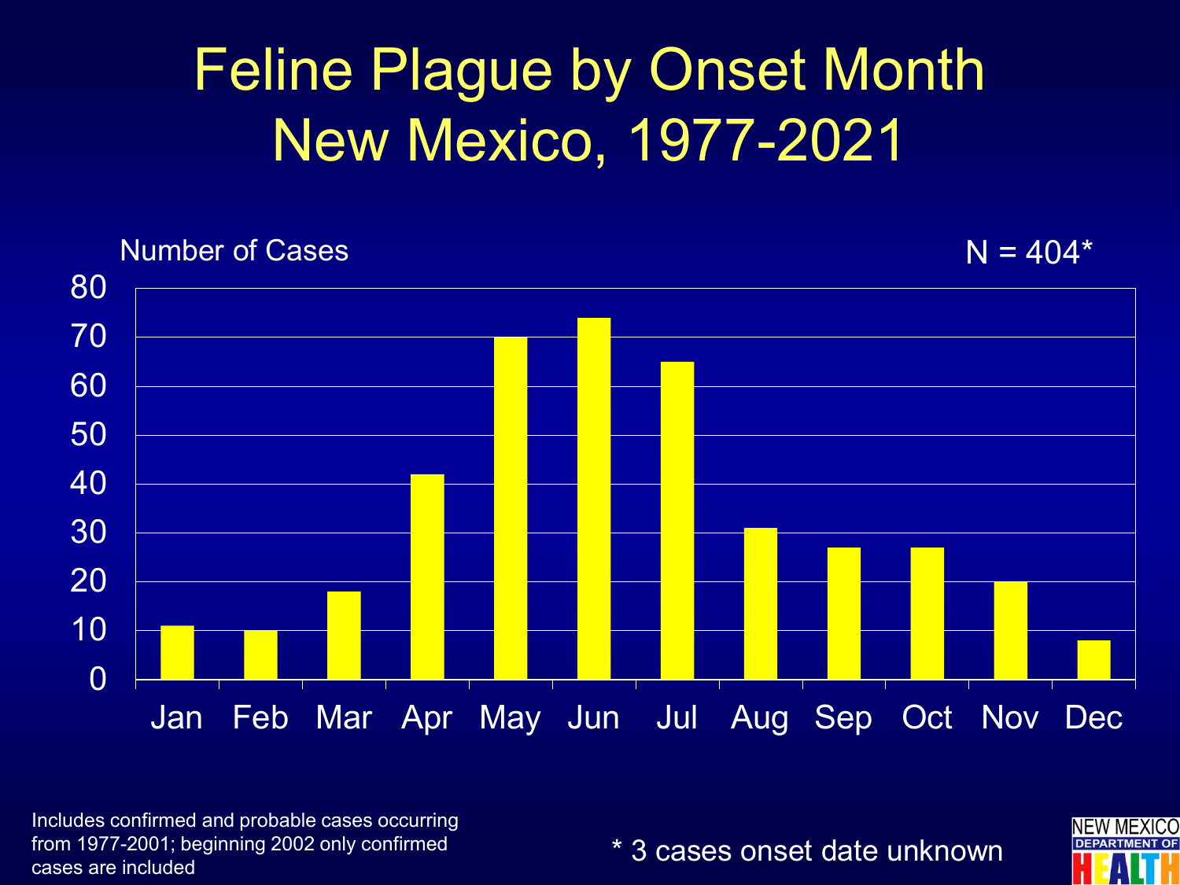# Feline Plague by Onset Month New Mexico, 1977-2021

Number of Cases

N = 404*

80
70
60
50
40
30
20
10
0

Jan Feb Mar Apr May Jun Jul Aug Sep Oct Nov Dec

Includes confirmed and probable cases occurring from 1977-2001; beginning 2002 only confirmed cases are included

* 3 cases onset date unknown

NEW MEXICO DEPARTMENT OF HEALTH